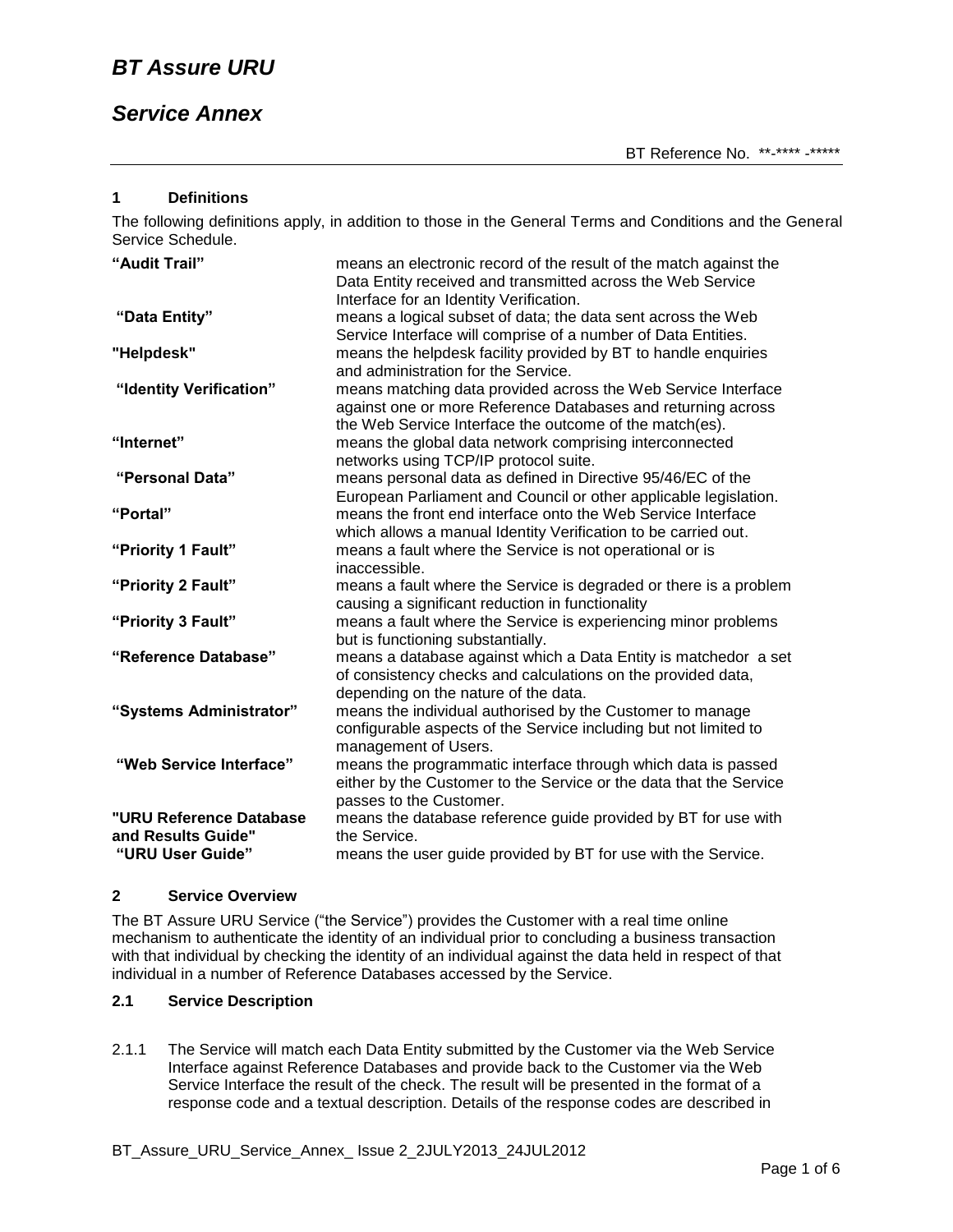# *BT Assure URU*

# *Service Annex*

BT Reference No. **-**** -*****

## 1 Definitions

The following definitions apply, in addition to those in the General Terms and Conditions and the General Service Schedule.

| | |
|---|---|
| **"Audit Trail"** | means an electronic record of the result of the match against the Data Entity received and transmitted across the Web Service Interface for an Identity Verification. |
| **"Data Entity"** | means a logical subset of data; the data sent across the Web Service Interface will comprise of a number of Data Entities. |
| **"Helpdesk"** | means the helpdesk facility provided by BT to handle enquiries and administration for the Service. |
| **"Identity Verification"** | means matching data provided across the Web Service Interface against one or more Reference Databases and returning across the Web Service Interface the outcome of the match(es). |
| **"Internet"** | means the global data network comprising interconnected networks using TCP/IP protocol suite. |
| **"Personal Data"** | means personal data as defined in Directive 95/46/EC of the European Parliament and Council or other applicable legislation. |
| **"Portal"** | means the front end interface onto the Web Service Interface which allows a manual Identity Verification to be carried out. |
| **"Priority 1 Fault"** | means a fault where the Service is not operational or is inaccessible. |
| **"Priority 2 Fault"** | means a fault where the Service is degraded or there is a problem causing a significant reduction in functionality |
| **"Priority 3 Fault"** | means a fault where the Service is experiencing minor problems but is functioning substantially. |
| **"Reference Database"** | means a database against which a Data Entity is matchedor a set of consistency checks and calculations on the provided data, depending on the nature of the data. |
| **"Systems Administrator"** | means the individual authorised by the Customer to manage configurable aspects of the Service including but not limited to management of Users. |
| **"Web Service Interface"** | means the programmatic interface through which data is passed either by the Customer to the Service or the data that the Service passes to the Customer. |
| **"URU Reference Database and Results Guide"** | means the database reference guide provided by BT for use with the Service. |
| **"URU User Guide"** | means the user guide provided by BT for use with the Service. |

## 2 Service Overview

The BT Assure URU Service ("the Service") provides the Customer with a real time online mechanism to authenticate the identity of an individual prior to concluding a business transaction with that individual by checking the identity of an individual against the data held in respect of that individual in a number of Reference Databases accessed by the Service.

### 2.1 Service Description

2.1.1 The Service will match each Data Entity submitted by the Customer via the Web Service Interface against Reference Databases and provide back to the Customer via the Web Service Interface the result of the check. The result will be presented in the format of a response code and a textual description. Details of the response codes are described in

BT_Assure_URU_Service_Annex_ Issue 2_2JULY2013_24JUL2012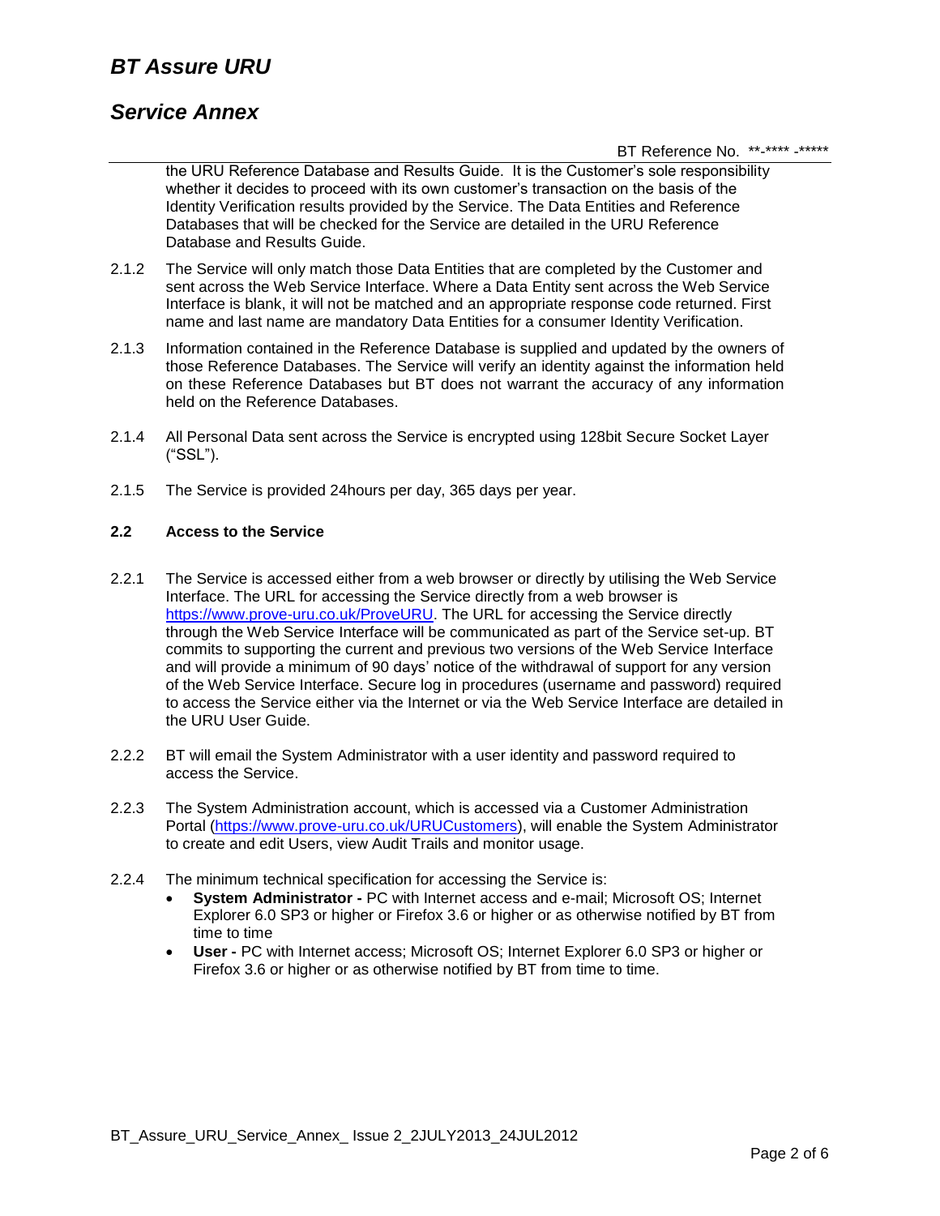the URU Reference Database and Results Guide. It is the Customer's sole responsibility whether it decides to proceed with its own customer's transaction on the basis of the Identity Verification results provided by the Service. The Data Entities and Reference Databases that will be checked for the Service are detailed in the URU Reference Database and Results Guide.

2.1.2 The Service will only match those Data Entities that are completed by the Customer and sent across the Web Service Interface. Where a Data Entity sent across the Web Service Interface is blank, it will not be matched and an appropriate response code returned. First name and last name are mandatory Data Entities for a consumer Identity Verification.

2.1.3 Information contained in the Reference Database is supplied and updated by the owners of those Reference Databases. The Service will verify an identity against the information held on these Reference Databases but BT does not warrant the accuracy of any information held on the Reference Databases.

2.1.4 All Personal Data sent across the Service is encrypted using 128bit Secure Socket Layer ("SSL").

2.1.5 The Service is provided 24hours per day, 365 days per year.

**2.2 Access to the Service**

2.2.1 The Service is accessed either from a web browser or directly by utilising the Web Service Interface. The URL for accessing the Service directly from a web browser is [https://www.prove-uru.co.uk/ProveURU](https://www.prove-uru.co.uk/ProveURU). The URL for accessing the Service directly through the Web Service Interface will be communicated as part of the Service set-up. BT commits to supporting the current and previous two versions of the Web Service Interface and will provide a minimum of 90 days' notice of the withdrawal of support for any version of the Web Service Interface. Secure log in procedures (username and password) required to access the Service either via the Internet or via the Web Service Interface are detailed in the URU User Guide.

2.2.2 BT will email the System Administrator with a user identity and password required to access the Service.

2.2.3 The System Administration account, which is accessed via a Customer Administration Portal ([https://www.prove-uru.co.uk/URUCustomers](https://www.prove-uru.co.uk/URUCustomers)), will enable the System Administrator to create and edit Users, view Audit Trails and monitor usage.

2.2.4 The minimum technical specification for accessing the Service is:

- **System Administrator -** PC with Internet access and e-mail; Microsoft OS; Internet Explorer 6.0 SP3 or higher or Firefox 3.6 or higher or as otherwise notified by BT from time to time
- **User -** PC with Internet access; Microsoft OS; Internet Explorer 6.0 SP3 or higher or Firefox 3.6 or higher or as otherwise notified by BT from time to time.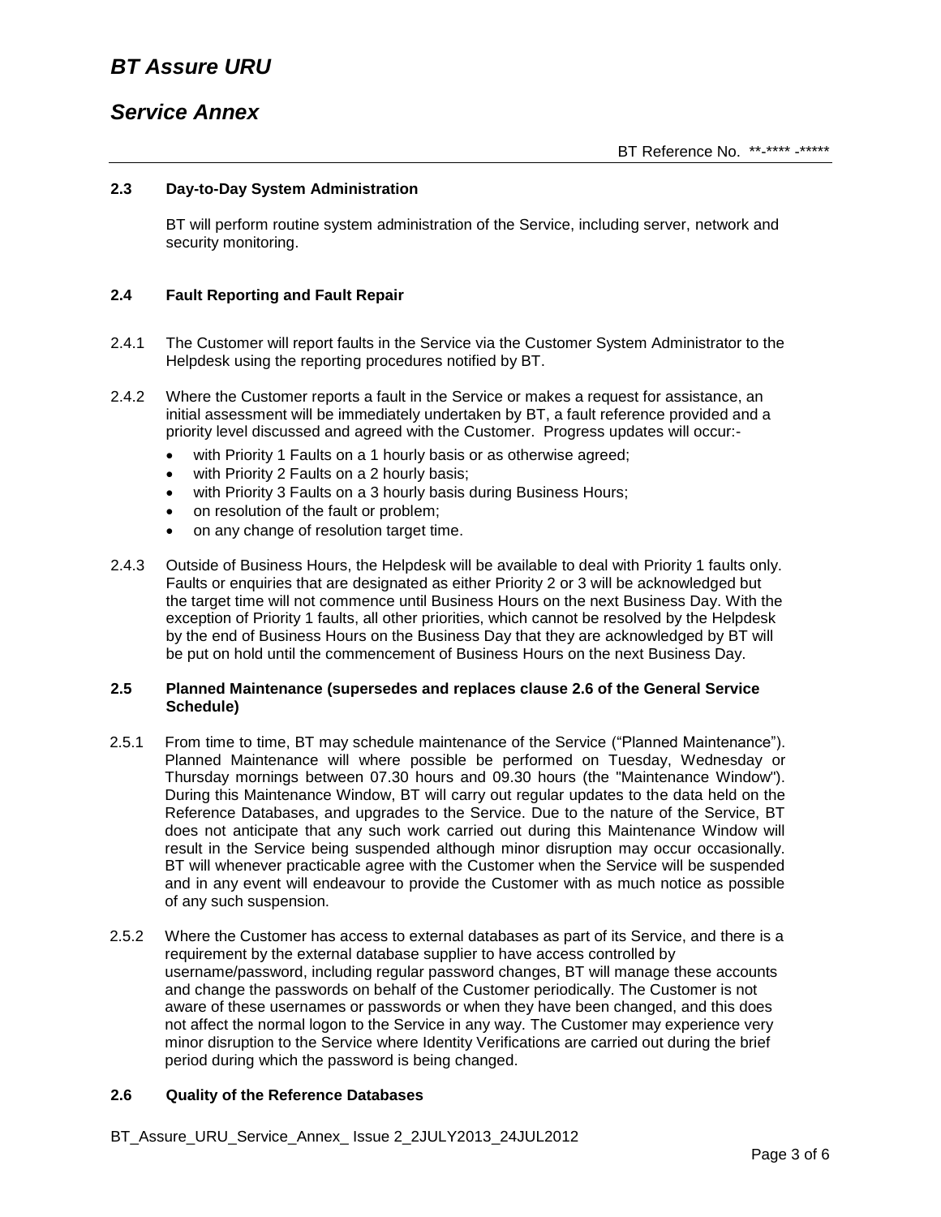### 2.3 Day-to-Day System Administration

BT will perform routine system administration of the Service, including server, network and security monitoring.

### 2.4 Fault Reporting and Fault Repair

2.4.1 The Customer will report faults in the Service via the Customer System Administrator to the Helpdesk using the reporting procedures notified by BT.

2.4.2 Where the Customer reports a fault in the Service or makes a request for assistance, an initial assessment will be immediately undertaken by BT, a fault reference provided and a priority level discussed and agreed with the Customer. Progress updates will occur:-

- with Priority 1 Faults on a 1 hourly basis or as otherwise agreed;
- with Priority 2 Faults on a 2 hourly basis;
- with Priority 3 Faults on a 3 hourly basis during Business Hours;
- on resolution of the fault or problem;
- on any change of resolution target time.

2.4.3 Outside of Business Hours, the Helpdesk will be available to deal with Priority 1 faults only. Faults or enquiries that are designated as either Priority 2 or 3 will be acknowledged but the target time will not commence until Business Hours on the next Business Day. With the exception of Priority 1 faults, all other priorities, which cannot be resolved by the Helpdesk by the end of Business Hours on the Business Day that they are acknowledged by BT will be put on hold until the commencement of Business Hours on the next Business Day.

### 2.5 Planned Maintenance (supersedes and replaces clause 2.6 of the General Service Schedule)

2.5.1 From time to time, BT may schedule maintenance of the Service ("Planned Maintenance"). Planned Maintenance will where possible be performed on Tuesday, Wednesday or Thursday mornings between 07.30 hours and 09.30 hours (the "Maintenance Window"). During this Maintenance Window, BT will carry out regular updates to the data held on the Reference Databases, and upgrades to the Service. Due to the nature of the Service, BT does not anticipate that any such work carried out during this Maintenance Window will result in the Service being suspended although minor disruption may occur occasionally. BT will whenever practicable agree with the Customer when the Service will be suspended and in any event will endeavour to provide the Customer with as much notice as possible of any such suspension.

2.5.2 Where the Customer has access to external databases as part of its Service, and there is a requirement by the external database supplier to have access controlled by username/password, including regular password changes, BT will manage these accounts and change the passwords on behalf of the Customer periodically. The Customer is not aware of these usernames or passwords or when they have been changed, and this does not affect the normal logon to the Service in any way. The Customer may experience very minor disruption to the Service where Identity Verifications are carried out during the brief period during which the password is being changed.

### 2.6 Quality of the Reference Databases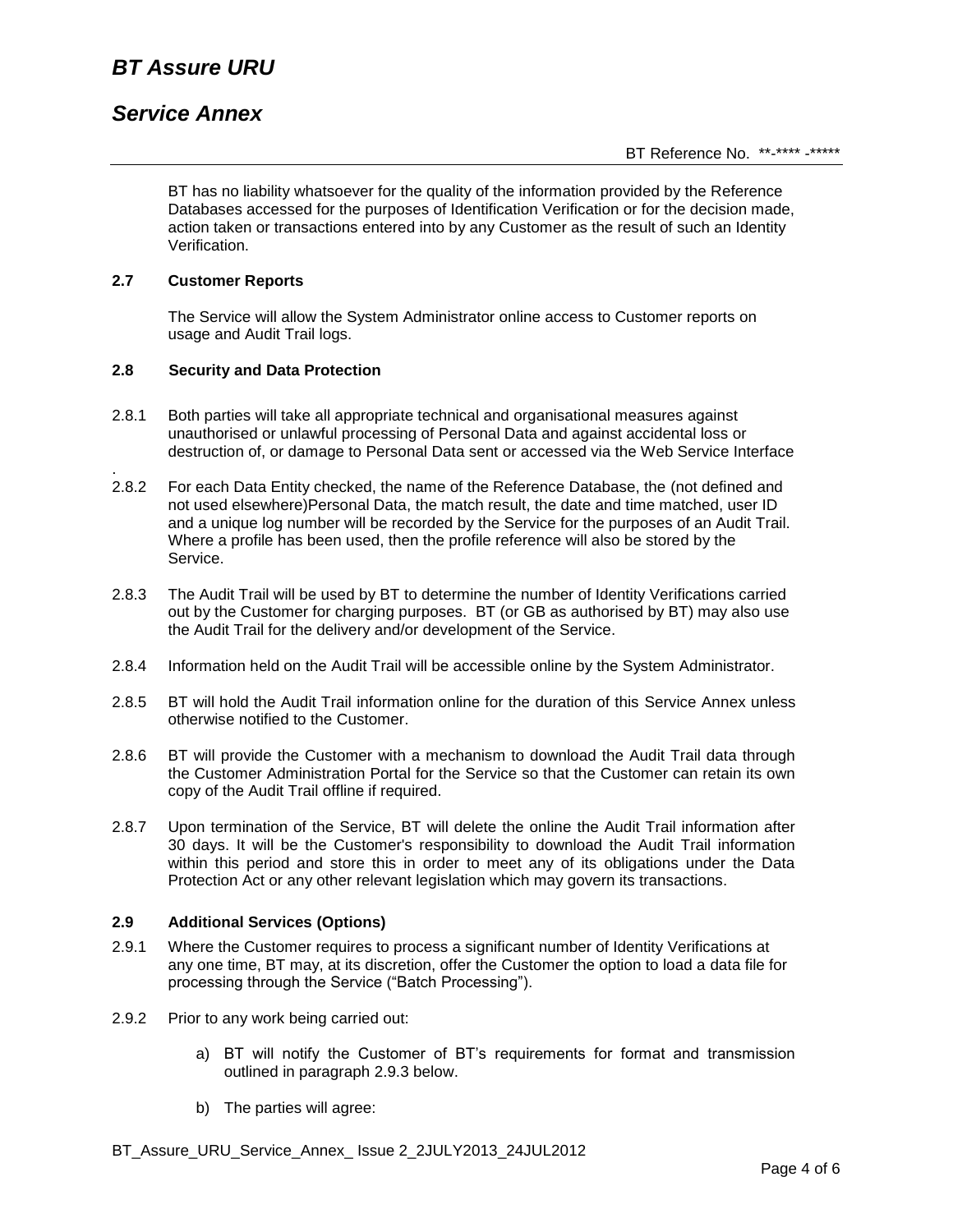BT has no liability whatsoever for the quality of the information provided by the Reference Databases accessed for the purposes of Identification Verification or for the decision made, action taken or transactions entered into by any Customer as the result of such an Identity Verification.

### 2.7 Customer Reports

The Service will allow the System Administrator online access to Customer reports on usage and Audit Trail logs.

### 2.8 Security and Data Protection

2.8.1 Both parties will take all appropriate technical and organisational measures against unauthorised or unlawful processing of Personal Data and against accidental loss or destruction of, or damage to Personal Data sent or accessed via the Web Service Interface
.

2.8.2 For each Data Entity checked, the name of the Reference Database, the (not defined and not used elsewhere)Personal Data, the match result, the date and time matched, user ID and a unique log number will be recorded by the Service for the purposes of an Audit Trail. Where a profile has been used, then the profile reference will also be stored by the Service.

2.8.3 The Audit Trail will be used by BT to determine the number of Identity Verifications carried out by the Customer for charging purposes. BT (or GB as authorised by BT) may also use the Audit Trail for the delivery and/or development of the Service.

2.8.4 Information held on the Audit Trail will be accessible online by the System Administrator.

2.8.5 BT will hold the Audit Trail information online for the duration of this Service Annex unless otherwise notified to the Customer.

2.8.6 BT will provide the Customer with a mechanism to download the Audit Trail data through the Customer Administration Portal for the Service so that the Customer can retain its own copy of the Audit Trail offline if required.

2.8.7 Upon termination of the Service, BT will delete the online the Audit Trail information after 30 days. It will be the Customer's responsibility to download the Audit Trail information within this period and store this in order to meet any of its obligations under the Data Protection Act or any other relevant legislation which may govern its transactions.

### 2.9 Additional Services (Options)

2.9.1 Where the Customer requires to process a significant number of Identity Verifications at any one time, BT may, at its discretion, offer the Customer the option to load a data file for processing through the Service ("Batch Processing").

2.9.2 Prior to any work being carried out:

a) BT will notify the Customer of BT's requirements for format and transmission outlined in paragraph 2.9.3 below.

b) The parties will agree: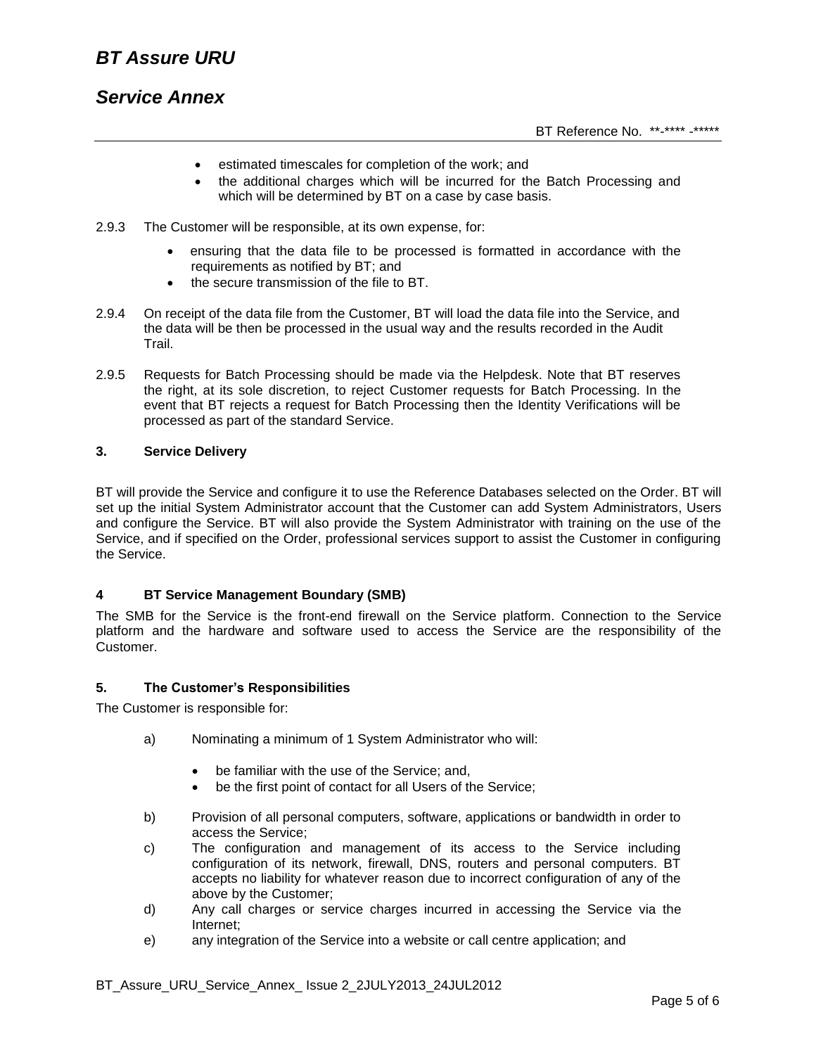- estimated timescales for completion of the work; and
- the additional charges which will be incurred for the Batch Processing and which will be determined by BT on a case by case basis.

2.9.3 The Customer will be responsible, at its own expense, for:

- ensuring that the data file to be processed is formatted in accordance with the requirements as notified by BT; and
- the secure transmission of the file to BT.

2.9.4 On receipt of the data file from the Customer, BT will load the data file into the Service, and the data will be then be processed in the usual way and the results recorded in the Audit Trail.

2.9.5 Requests for Batch Processing should be made via the Helpdesk. Note that BT reserves the right, at its sole discretion, to reject Customer requests for Batch Processing. In the event that BT rejects a request for Batch Processing then the Identity Verifications will be processed as part of the standard Service.

### 3. Service Delivery

BT will provide the Service and configure it to use the Reference Databases selected on the Order. BT will set up the initial System Administrator account that the Customer can add System Administrators, Users and configure the Service. BT will also provide the System Administrator with training on the use of the Service, and if specified on the Order, professional services support to assist the Customer in configuring the Service.

### 4 BT Service Management Boundary (SMB)

The SMB for the Service is the front-end firewall on the Service platform. Connection to the Service platform and the hardware and software used to access the Service are the responsibility of the Customer.

### 5. The Customer's Responsibilities

The Customer is responsible for:

a) Nominating a minimum of 1 System Administrator who will:

- be familiar with the use of the Service; and,
- be the first point of contact for all Users of the Service;

b) Provision of all personal computers, software, applications or bandwidth in order to access the Service;

c) The configuration and management of its access to the Service including configuration of its network, firewall, DNS, routers and personal computers. BT accepts no liability for whatever reason due to incorrect configuration of any of the above by the Customer;

d) Any call charges or service charges incurred in accessing the Service via the Internet;

e) any integration of the Service into a website or call centre application; and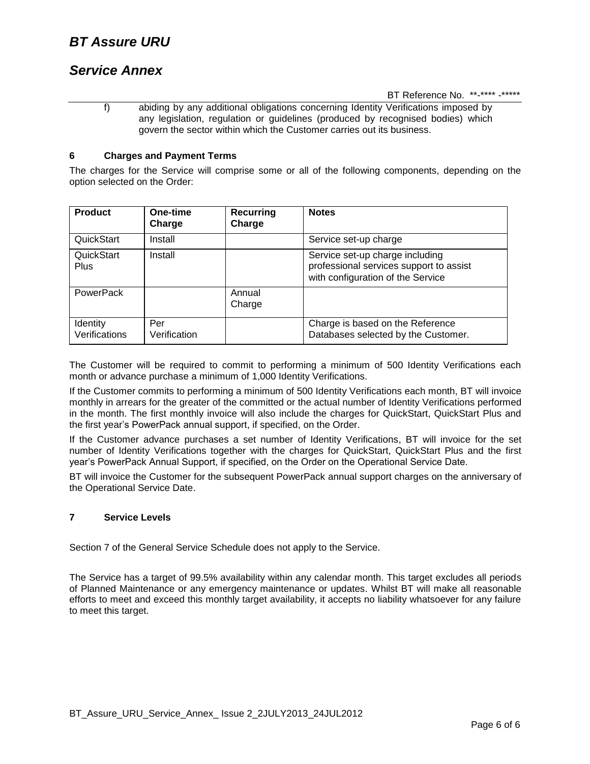f) abiding by any additional obligations concerning Identity Verifications imposed by any legislation, regulation or guidelines (produced by recognised bodies) which govern the sector within which the Customer carries out its business.

## 6 Charges and Payment Terms

The charges for the Service will comprise some or all of the following components, depending on the option selected on the Order:

| Product | One-time Charge | Recurring Charge | Notes |
|---|---|---|---|
| QuickStart | Install | | Service set-up charge |
| QuickStart Plus | Install | | Service set-up charge including professional services support to assist with configuration of the Service |
| PowerPack | | Annual Charge | |
| Identity Verifications | Per Verification | | Charge is based on the Reference Databases selected by the Customer. |

The Customer will be required to commit to performing a minimum of 500 Identity Verifications each month or advance purchase a minimum of 1,000 Identity Verifications.

If the Customer commits to performing a minimum of 500 Identity Verifications each month, BT will invoice monthly in arrears for the greater of the committed or the actual number of Identity Verifications performed in the month. The first monthly invoice will also include the charges for QuickStart, QuickStart Plus and the first year's PowerPack annual support, if specified, on the Order.

If the Customer advance purchases a set number of Identity Verifications, BT will invoice for the set number of Identity Verifications together with the charges for QuickStart, QuickStart Plus and the first year's PowerPack Annual Support, if specified, on the Order on the Operational Service Date.

BT will invoice the Customer for the subsequent PowerPack annual support charges on the anniversary of the Operational Service Date.

## 7 Service Levels

Section 7 of the General Service Schedule does not apply to the Service.

The Service has a target of 99.5% availability within any calendar month. This target excludes all periods of Planned Maintenance or any emergency maintenance or updates. Whilst BT will make all reasonable efforts to meet and exceed this monthly target availability, it accepts no liability whatsoever for any failure to meet this target.